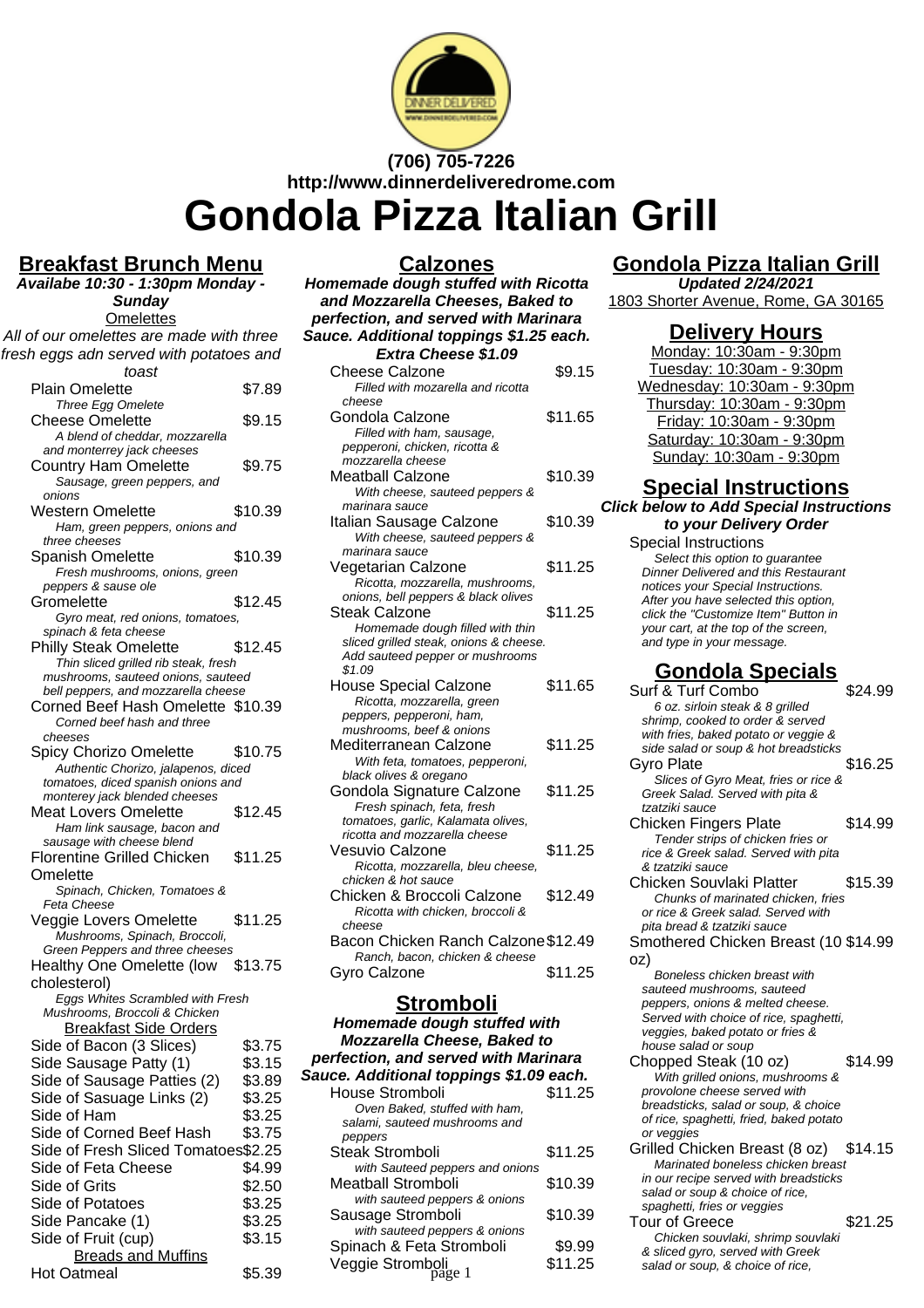(706) 705-7226
http://www.dinnerdeliveredrome.com

# Gondola Pizza Italian Grill

## Breakfast Brunch Menu

**_Availabe 10:30 - 1:30pm Monday - Sunday_**

Omelettes

All of our omelettes are made with three fresh eggs adn served with potatoes and toast

| Item | Price |
|---|---|
| Plain Omelette<br>*Three Egg Omelete* | $7.89 |
| Cheese Omelette<br>*A blend of cheddar, mozzarella and monterrey jack cheeses* | $9.15 |
| Country Ham Omelette<br>*Sausage, green peppers, and onions* | $9.75 |
| Western Omelette<br>*Ham, green peppers, onions and three cheeses* | $10.39 |
| Spanish Omelette<br>*Fresh mushrooms, onions, green peppers & sause ole* | $10.39 |
| Gromelette<br>*Gyro meat, red onions, tomatoes, spinach & feta cheese* | $12.45 |
| Philly Steak Omelette<br>*Thin sliced grilled rib steak, fresh mushrooms, sauteed onions, sauteed bell peppers, and mozzarella cheese* | $12.45 |
| Corned Beef Hash Omelette<br>*Corned beef hash and three cheeses* | $10.39 |
| Spicy Chorizo Omelette<br>*Authentic Chorizo, jalapenos, diced tomatoes, diced spanish onions and monterey jack blended cheeses* | $10.75 |
| Meat Lovers Omelette<br>*Ham link sausage, bacon and sausage with cheese blend* | $12.45 |
| Florentine Grilled Chicken Omelette<br>*Spinach, Chicken, Tomatoes & Feta Cheese* | $11.25 |
| Veggie Lovers Omelette<br>*Mushrooms, Spinach, Broccoli, Green Peppers and three cheeses* | $11.25 |
| Healthy One Omelette (low cholesterol)<br>*Eggs Whites Scrambled with Fresh Mushrooms, Broccoli & Chicken* | $13.75 |

Breakfast Side Orders

| Item | Price |
|---|---|
| Side of Bacon (3 Slices) | $3.75 |
| Side Sausage Patty (1) | $3.15 |
| Side of Sausage Patties (2) | $3.89 |
| Side of Sasuage Links (2) | $3.25 |
| Side of Ham | $3.25 |
| Side of Corned Beef Hash | $3.75 |
| Side of Fresh Sliced Tomatoes | $2.25 |
| Side of Feta Cheese | $4.99 |
| Side of Grits | $2.50 |
| Side of Potatoes | $3.25 |
| Side Pancake (1) | $3.25 |
| Side of Fruit (cup) | $3.15 |

Breads and Muffins

| Item | Price |
|---|---|
| Hot Oatmeal | $5.39 |

## Calzones

**_Homemade dough stuffed with Ricotta and Mozzarella Cheeses, Baked to perfection, and served with Marinara Sauce. Additional toppings $1.25 each. Extra Cheese $1.09_**

| Item | Price |
|---|---|
| Cheese Calzone<br>*Filled with mozarella and ricotta cheese* | $9.15 |
| Gondola Calzone<br>*Filled with ham, sausage, pepperoni, chicken, ricotta & mozzarella cheese* | $11.65 |
| Meatball Calzone<br>*With cheese, sauteed peppers & marinara sauce* | $10.39 |
| Italian Sausage Calzone<br>*With cheese, sauteed peppers & marinara sauce* | $10.39 |
| Vegetarian Calzone<br>*Ricotta, mozzarella, mushrooms, onions, bell peppers & black olives* | $11.25 |
| Steak Calzone<br>*Homemade dough filled with thin sliced grilled steak, onions & cheese. Add sauteed pepper or mushrooms $1.09* | $11.25 |
| House Special Calzone<br>*Ricotta, mozzarella, green peppers, pepperoni, ham, mushrooms, beef & onions* | $11.65 |
| Mediterranean Calzone<br>*With feta, tomatoes, pepperoni, black olives & oregano* | $11.25 |
| Gondola Signature Calzone<br>*Fresh spinach, feta, fresh tomatoes, garlic, Kalamata olives, ricotta and mozzarella cheese* | $11.25 |
| Vesuvio Calzone<br>*Ricotta, mozzarella, bleu cheese, chicken & hot sauce* | $11.25 |
| Chicken & Broccoli Calzone<br>*Ricotta with chicken, broccoli & cheese* | $12.49 |
| Bacon Chicken Ranch Calzone<br>*Ranch, bacon, chicken & cheese* | $12.49 |
| Gyro Calzone | $11.25 |

## Stromboli

**_Homemade dough stuffed with Mozzarella Cheese, Baked to perfection, and served with Marinara Sauce. Additional toppings $1.09 each._**

| Item | Price |
|---|---|
| House Stromboli<br>*Oven Baked, stuffed with ham, salami, sauteed mushrooms and peppers* | $11.25 |
| Steak Stromboli<br>*with Sauteed peppers and onions* | $11.25 |
| Meatball Stromboli<br>*with sauteed peppers & onions* | $10.39 |
| Sausage Stromboli<br>*with sauteed peppers & onions* | $10.39 |
| Spinach & Feta Stromboli | $9.99 |
| Veggie Stromboli | $11.25 |

## Gondola Pizza Italian Grill

**_Updated 2/24/2021_**

1803 Shorter Avenue, Rome, GA 30165

## Delivery Hours

Monday: 10:30am - 9:30pm
Tuesday: 10:30am - 9:30pm
Wednesday: 10:30am - 9:30pm
Thursday: 10:30am - 9:30pm
Friday: 10:30am - 9:30pm
Saturday: 10:30am - 9:30pm
Sunday: 10:30am - 9:30pm

## Special Instructions

**_Click below to Add Special Instructions to your Delivery Order_**

Special Instructions
*Select this option to guarantee Dinner Delivered and this Restaurant notices your Special Instructions. After you have selected this option, click the "Customize Item" Button in your cart, at the top of the screen, and type in your message.*

## Gondola Specials

| Item | Price |
|---|---|
| Surf & Turf Combo<br>*6 oz. sirloin steak & 8 grilled shrimp, cooked to order & served with fries, baked potato or veggie & side salad or soup & hot breadsticks* | $24.99 |
| Gyro Plate<br>*Slices of Gyro Meat, fries or rice & Greek Salad. Served with pita & tzatziki sauce* | $16.25 |
| Chicken Fingers Plate<br>*Tender strips of chicken fries or rice & Greek salad. Served with pita & tzatziki sauce* | $14.99 |
| Chicken Souvlaki Platter<br>*Chunks of marinated chicken, fries or rice & Greek salad. Served with pita bread & tzatziki sauce* | $15.39 |
| Smothered Chicken Breast (10 oz)<br>*Boneless chicken breast with sauteed mushrooms, sauteed peppers, onions & melted cheese. Served with choice of rice, spaghetti, veggies, baked potato or fries & house salad or soup* | $14.99 |
| Chopped Steak (10 oz)<br>*With grilled onions, mushrooms & provolone cheese served with breadsticks, salad or soup, & choice of rice, spaghetti, fried, baked potato or veggies* | $14.99 |
| Grilled Chicken Breast (8 oz)<br>*Marinated boneless chicken breast in our recipe served with breadsticks salad or soup & choice of rice, spaghetti, fries or veggies* | $14.15 |
| Tour of Greece<br>*Chicken souvlaki, shrimp souvlaki & sliced gyro, served with Greek salad or soup, & choice of rice,* | $21.25 |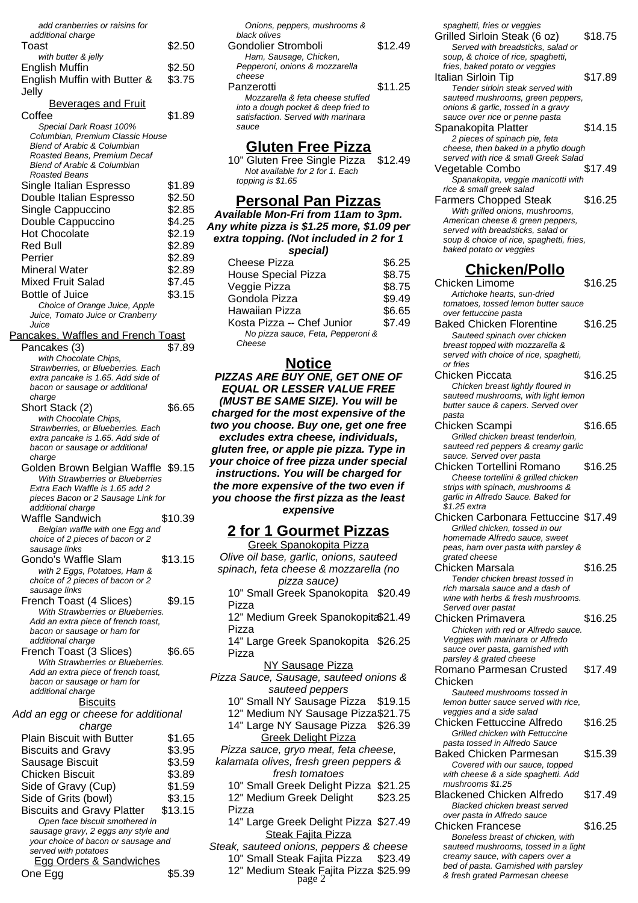*add cranberries or raisins for additional charge*

Toast $2.50
*with butter & jelly*

English Muffin $2.50

English Muffin with Butter & Jelly $3.75

Beverages and Fruit

Coffee $1.89
*Special Dark Roast 100% Columbian, Premium Classic House Blend of Arabic & Columbian Roasted Beans, Premium Decaf Blend of Arabic & Columbian Roasted Beans*

Single Italian Espresso $1.89

Double Italian Espresso $2.50

Single Cappuccino $2.85

Double Cappuccino $4.25

Hot Chocolate $2.19

Red Bull $2.89

Perrier $2.89

Mineral Water $2.89

Mixed Fruit Salad $7.45

Bottle of Juice $3.15
*Choice of Orange Juice, Apple Juice, Tomato Juice or Cranberry Juice*

Pancakes, Waffles and French Toast

Pancakes (3) $7.89
*with Chocolate Chips, Strawberries, or Blueberries. Each extra pancake is 1.65. Add side of bacon or sausage or additional charge*

Short Stack (2) $6.65
*with Chocolate Chips, Strawberries, or Blueberries. Each extra pancake is 1.65. Add side of bacon or sausage or additional charge*

Golden Brown Belgian Waffle $9.15
*With Strawberries or Blueberries Extra Each Waffle is 1.65 add 2 pieces Bacon or 2 Sausage Link for additional charge*

Waffle Sandwich $10.39
*Belgian waffle with one Egg and choice of 2 pieces of bacon or 2 sausage links*

Gondo's Waffle Slam $13.15
*with 2 Eggs, Potatoes, Ham & choice of 2 pieces of bacon or 2 sausage links*

French Toast (4 Slices) $9.15
*With Strawberries or Blueberries. Add an extra piece of french toast, bacon or sausage or ham for additional charge*

French Toast (3 Slices) $6.65
*With Strawberries or Blueberries. Add an extra piece of french toast, bacon or sausage or ham for additional charge*

Biscuits

*Add an egg or cheese for additional charge*

Plain Biscuit with Butter $1.65

Biscuits and Gravy $3.95

Sausage Biscuit $3.59

Chicken Biscuit $3.89

Side of Gravy (Cup) $1.59

Side of Grits (bowl) $3.15

Biscuits and Gravy Platter $13.15
*Open face biscuit smothered in sausage gravy, 2 eggs any style and your choice of bacon or sausage and served with potatoes*

Egg Orders & Sandwiches

One Egg $5.39

*Onions, peppers, mushrooms & black olives*

Gondolier Stromboli $12.49
*Ham, Sausage, Chicken, Pepperoni, onions & mozzarella cheese*

Panzerotti $11.25
*Mozzarella & feta cheese stuffed into a dough pocket & deep fried to satisfaction. Served with marinara sauce*

## Gluten Free Pizza

10" Gluten Free Single Pizza $12.49
*Not available for 2 for 1. Each topping is $1.65*

## Personal Pan Pizzas

***Available Mon-Fri from 11am to 3pm. Any white pizza is $1.25 more, $1.09 per extra topping. (Not included in 2 for 1 special)***

Cheese Pizza $6.25

House Special Pizza $8.75

Veggie Pizza $8.75

Gondola Pizza $9.49

Hawaiian Pizza $6.65

Kosta Pizza -- Chef Junior $7.49
*No pizza sauce, Feta, Pepperoni & Cheese*

## Notice

***PIZZAS ARE BUY ONE, GET ONE OF EQUAL OR LESSER VALUE FREE (MUST BE SAME SIZE). You will be charged for the most expensive of the two you choose. Buy one, get one free excludes extra cheese, individuals, gluten free, or apple pie pizza. Type in your choice of free pizza under special instructions. You will be charged for the more expensive of the two even if you choose the first pizza as the least expensive***

## 2 for 1 Gourmet Pizzas

Greek Spanokopita Pizza

*Olive oil base, garlic, onions, sauteed spinach, feta cheese & mozzarella (no pizza sauce)*

10" Small Greek Spanokopita Pizza $20.49

12" Medium Greek Spanokopita Pizza $21.49

14" Large Greek Spanokopita Pizza $26.25

NY Sausage Pizza

*Pizza Sauce, Sausage, sauteed onions & sauteed peppers*

10" Small NY Sausage Pizza $19.15

12" Medium NY Sausage Pizza $21.75

14" Large NY Sausage Pizza $26.39

Greek Delight Pizza

*Pizza sauce, gryo meat, feta cheese, kalamata olives, fresh green peppers & fresh tomatoes*

10" Small Greek Delight Pizza $21.25

12" Medium Greek Delight Pizza $23.25

14" Large Greek Delight Pizza $27.49

Steak Fajita Pizza

*Steak, sauteed onions, peppers & cheese*

10" Small Steak Fajita Pizza $23.49

12" Medium Steak Fajita Pizza $25.99

*spaghetti, fries or veggies*

Grilled Sirloin Steak (6 oz) $18.75
*Served with breadsticks, salad or soup, & choice of rice, spaghetti, fries, baked potato or veggies*

Italian Sirloin Tip $17.89
*Tender sirloin steak served with sauteed mushrooms, green peppers, onions & garlic, tossed in a gravy sauce over rice or penne pasta*

Spanakopita Platter $14.15
*2 pieces of spinach pie, feta cheese, then baked in a phyllo dough served with rice & small Greek Salad*

Vegetable Combo $17.49
*Spanakopita, veggie manicotti with rice & small greek salad*

Farmers Chopped Steak $16.25
*With grilled onions, mushrooms, American cheese & green peppers, served with breadsticks, salad or soup & choice of rice, spaghetti, fries, baked potato or veggies*

## Chicken/Pollo

Chicken Limome $16.25
*Artichoke hearts, sun-dried tomatoes, tossed lemon butter sauce over fettuccine pasta*

Baked Chicken Florentine $16.25
*Sauteed spinach over chicken breast topped with mozzarella & served with choice of rice, spaghetti, or fries*

Chicken Piccata $16.25
*Chicken breast lightly floured in sauteed mushrooms, with light lemon butter sauce & capers. Served over pasta*

Chicken Scampi $16.65
*Grilled chicken breast tenderloin, sauteed red peppers & creamy garlic sauce. Served over pasta*

Chicken Tortellini Romano $16.25
*Cheese tortellini & grilled chicken strips with spinach, mushrooms & garlic in Alfredo Sauce. Baked for $1.25 extra*

Chicken Carbonara Fettuccine $17.49
*Grilled chicken, tossed in our homemade Alfredo sauce, sweet peas, ham over pasta with parsley & grated cheese*

Chicken Marsala $16.25
*Tender chicken breast tossed in rich marsala sauce and a dash of wine with herbs & fresh mushrooms. Served over pastat*

Chicken Primavera $16.25
*Chicken with red or Alfredo sauce. Veggies with marinara or Alfredo sauce over pasta, garnished with parsley & grated cheese*

Romano Parmesan Crusted Chicken $17.49
*Sauteed mushrooms tossed in lemon butter sauce served with rice, veggies and a side salad*

Chicken Fettuccine Alfredo $16.25
*Grilled chicken with Fettuccine pasta tossed in Alfredo Sauce*

Baked Chicken Parmesan $15.39
*Covered with our sauce, topped with cheese & a side spaghetti. Add mushrooms $1.25*

Blackened Chicken Alfredo $17.49
*Blacked chicken breast served over pasta in Alfredo sauce*

Chicken Francese $16.25
*Boneless breast of chicken, with sauteed mushrooms, tossed in a light creamy sauce, with capers over a bed of pasta. Garnished with parsley & fresh grated Parmesan cheese*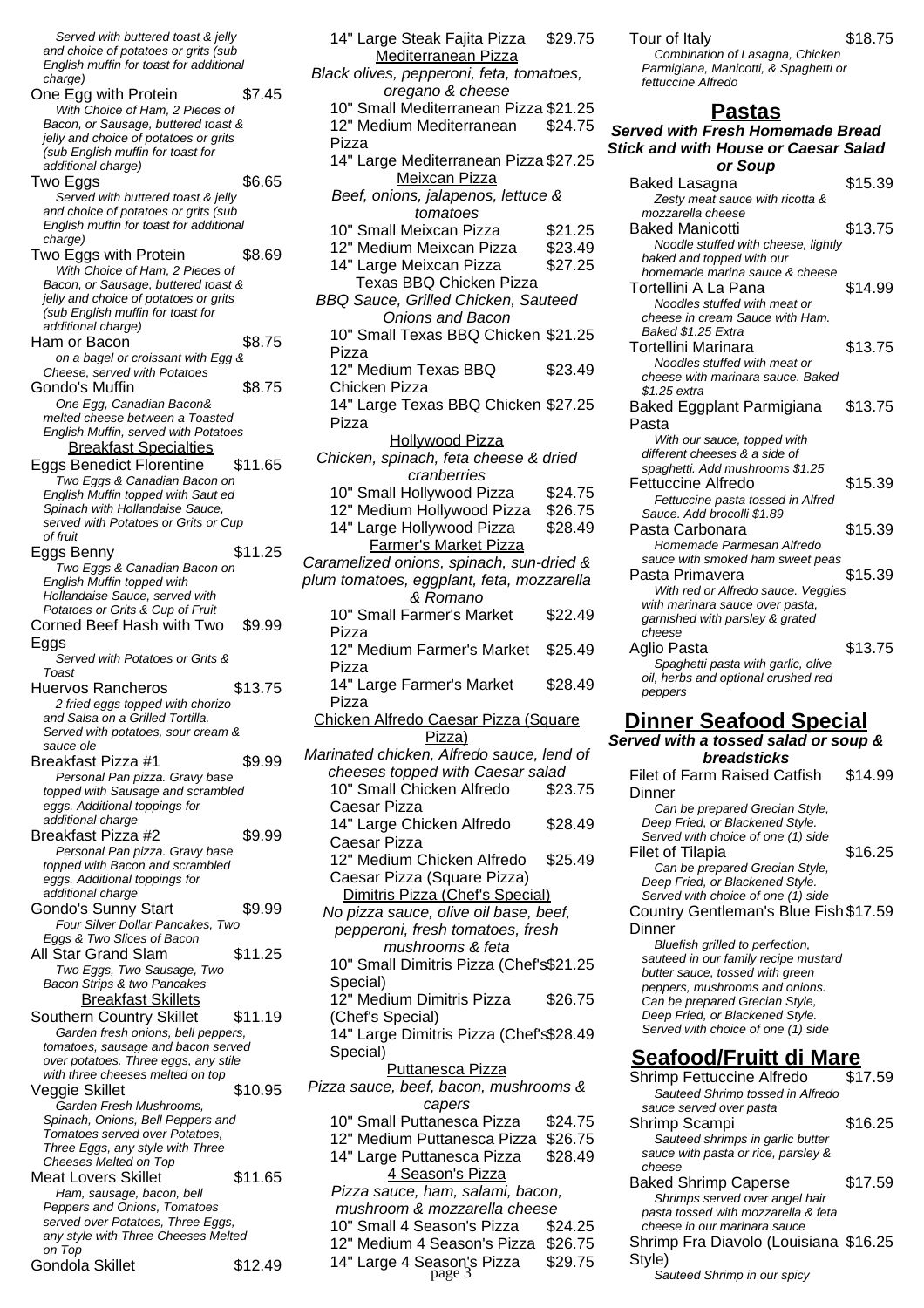*Served with buttered toast & jelly and choice of potatoes or grits (sub English muffin for toast for additional charge)*

One Egg with Protein $7.45
*With Choice of Ham, 2 Pieces of Bacon, or Sausage, buttered toast & jelly and choice of potatoes or grits (sub English muffin for toast for additional charge)*

Two Eggs $6.65
*Served with buttered toast & jelly and choice of potatoes or grits (sub English muffin for toast for additional charge)*

Two Eggs with Protein $8.69
*With Choice of Ham, 2 Pieces of Bacon, or Sausage, buttered toast & jelly and choice of potatoes or grits (sub English muffin for toast for additional charge)*

Ham or Bacon $8.75
*on a bagel or croissant with Egg & Cheese, served with Potatoes*

Gondo's Muffin $8.75
*One Egg, Canadian Bacon& melted cheese between a Toasted English Muffin, served with Potatoes*

### Breakfast Specialties

Eggs Benedict Florentine $11.65
*Two Eggs & Canadian Bacon on English Muffin topped with Saut ed Spinach with Hollandaise Sauce, served with Potatoes or Grits or Cup of fruit*

Eggs Benny $11.25
*Two Eggs & Canadian Bacon on English Muffin topped with Hollandaise Sauce, served with Potatoes or Grits & Cup of Fruit*

Corned Beef Hash with Two Eggs $9.99
*Served with Potatoes or Grits & Toast*

Huervos Rancheros $13.75
*2 fried eggs topped with chorizo and Salsa on a Grilled Tortilla. Served with potatoes, sour cream & sauce ole*

Breakfast Pizza #1 $9.99
*Personal Pan pizza. Gravy base topped with Sausage and scrambled eggs. Additional toppings for additional charge*

Breakfast Pizza #2 $9.99
*Personal Pan pizza. Gravy base topped with Bacon and scrambled eggs. Additional toppings for additional charge*

Gondo's Sunny Start $9.99
*Four Silver Dollar Pancakes, Two Eggs & Two Slices of Bacon*

All Star Grand Slam $11.25
*Two Eggs, Two Sausage, Two Bacon Strips & two Pancakes*

### Breakfast Skillets

Southern Country Skillet $11.19
*Garden fresh onions, bell peppers, tomatoes, sausage and bacon served over potatoes. Three eggs, any stile with three cheeses melted on top*

Veggie Skillet $10.95
*Garden Fresh Mushrooms, Spinach, Onions, Bell Peppers and Tomatoes served over Potatoes, Three Eggs, any style with Three Cheeses Melted on Top*

Meat Lovers Skillet $11.65
*Ham, sausage, bacon, bell Peppers and Onions, Tomatoes served over Potatoes, Three Eggs, any style with Three Cheeses Melted on Top*

Gondola Skillet $12.49

14" Large Steak Fajita Pizza $29.75

### Mediterranean Pizza

*Black olives, pepperoni, feta, tomatoes, oregano & cheese*

10" Small Mediterranean Pizza $21.25
12" Medium Mediterranean Pizza $24.75
14" Large Mediterranean Pizza $27.25

### Meixcan Pizza

*Beef, onions, jalapenos, lettuce & tomatoes*

10" Small Meixcan Pizza $21.25
12" Medium Meixcan Pizza $23.49
14" Large Meixcan Pizza $27.25

### Texas BBQ Chicken Pizza

*BBQ Sauce, Grilled Chicken, Sauteed Onions and Bacon*

10" Small Texas BBQ Chicken Pizza $21.25
12" Medium Texas BBQ Chicken Pizza $23.49
14" Large Texas BBQ Chicken Pizza $27.25

### Hollywood Pizza

*Chicken, spinach, feta cheese & dried cranberries*

10" Small Hollywood Pizza $24.75
12" Medium Hollywood Pizza $26.75
14" Large Hollywood Pizza $28.49

### Farmer's Market Pizza

*Caramelized onions, spinach, sun-dried & plum tomatoes, eggplant, feta, mozzarella & Romano*

10" Small Farmer's Market Pizza $22.49
12" Medium Farmer's Market Pizza $25.49
14" Large Farmer's Market Pizza $28.49

### Chicken Alfredo Caesar Pizza (Square Pizza)

*Marinated chicken, Alfredo sauce, lend of cheeses topped with Caesar salad*

10" Small Chicken Alfredo Caesar Pizza $23.75
14" Large Chicken Alfredo Caesar Pizza $28.49
12" Medium Chicken Alfredo Caesar Pizza (Square Pizza) $25.49

### Dimitris Pizza (Chef's Special)

*No pizza sauce, olive oil base, beef, pepperoni, fresh tomatoes, fresh mushrooms & feta*

10" Small Dimitris Pizza (Chef's Special) $21.25
12" Medium Dimitris Pizza (Chef's Special) $26.75
14" Large Dimitris Pizza (Chef's Special) $28.49

### Puttanesca Pizza

*Pizza sauce, beef, bacon, mushrooms & capers*

10" Small Puttanesca Pizza $24.75
12" Medium Puttanesca Pizza $26.75
14" Large Puttanesca Pizza $28.49

### 4 Season's Pizza

*Pizza sauce, ham, salami, bacon, mushroom & mozzarella cheese*

10" Small 4 Season's Pizza $24.25
12" Medium 4 Season's Pizza $26.75
14" Large 4 Season's Pizza $29.75

Tour of Italy $18.75
*Combination of Lasagna, Chicken Parmigiana, Manicotti, & Spaghetti or fettuccine Alfredo*

## Pastas

***Served with Fresh Homemade Bread Stick and with House or Caesar Salad or Soup***

Baked Lasagna $15.39
*Zesty meat sauce with ricotta & mozzarella cheese*

Baked Manicotti $13.75
*Noodle stuffed with cheese, lightly baked and topped with our homemade marina sauce & cheese*

Tortellini A La Pana $14.99
*Noodles stuffed with meat or cheese in cream Sauce with Ham. Baked $1.25 Extra*

Tortellini Marinara $13.75
*Noodles stuffed with meat or cheese with marinara sauce. Baked $1.25 extra*

Baked Eggplant Parmigiana Pasta $13.75
*With our sauce, topped with different cheeses & a side of spaghetti. Add mushrooms $1.25*

Fettuccine Alfredo $15.39
*Fettuccine pasta tossed in Alfred Sauce. Add brocolli $1.89*

Pasta Carbonara $15.39
*Homemade Parmesan Alfredo sauce with smoked ham sweet peas*

Pasta Primavera $15.39
*With red or Alfredo sauce. Veggies with marinara sauce over pasta, garnished with parsley & grated cheese*

Aglio Pasta $13.75
*Spaghetti pasta with garlic, olive oil, herbs and optional crushed red peppers*

## Dinner Seafood Special

***Served with a tossed salad or soup & breadsticks***

Filet of Farm Raised Catfish Dinner $14.99
*Can be prepared Grecian Style, Deep Fried, or Blackened Style. Served with choice of one (1) side*

Filet of Tilapia $16.25
*Can be prepared Grecian Style, Deep Fried, or Blackened Style. Served with choice of one (1) side*

Country Gentleman's Blue Fish Dinner $17.59
*Bluefish grilled to perfection, sauteed in our family recipe mustard butter sauce, tossed with green peppers, mushrooms and onions. Can be prepared Grecian Style, Deep Fried, or Blackened Style. Served with choice of one (1) side*

## Seafood/Fruitt di Mare

Shrimp Fettuccine Alfredo $17.59
*Sauteed Shrimp tossed in Alfredo sauce served over pasta*

Shrimp Scampi $16.25
*Sauteed shrimps in garlic butter sauce with pasta or rice, parsley & cheese*

Baked Shrimp Caperse $17.59
*Shrimps served over angel hair pasta tossed with mozzarella & feta cheese in our marinara sauce*

Shrimp Fra Diavolo (Louisiana Style) $16.25
*Sauteed Shrimp in our spicy*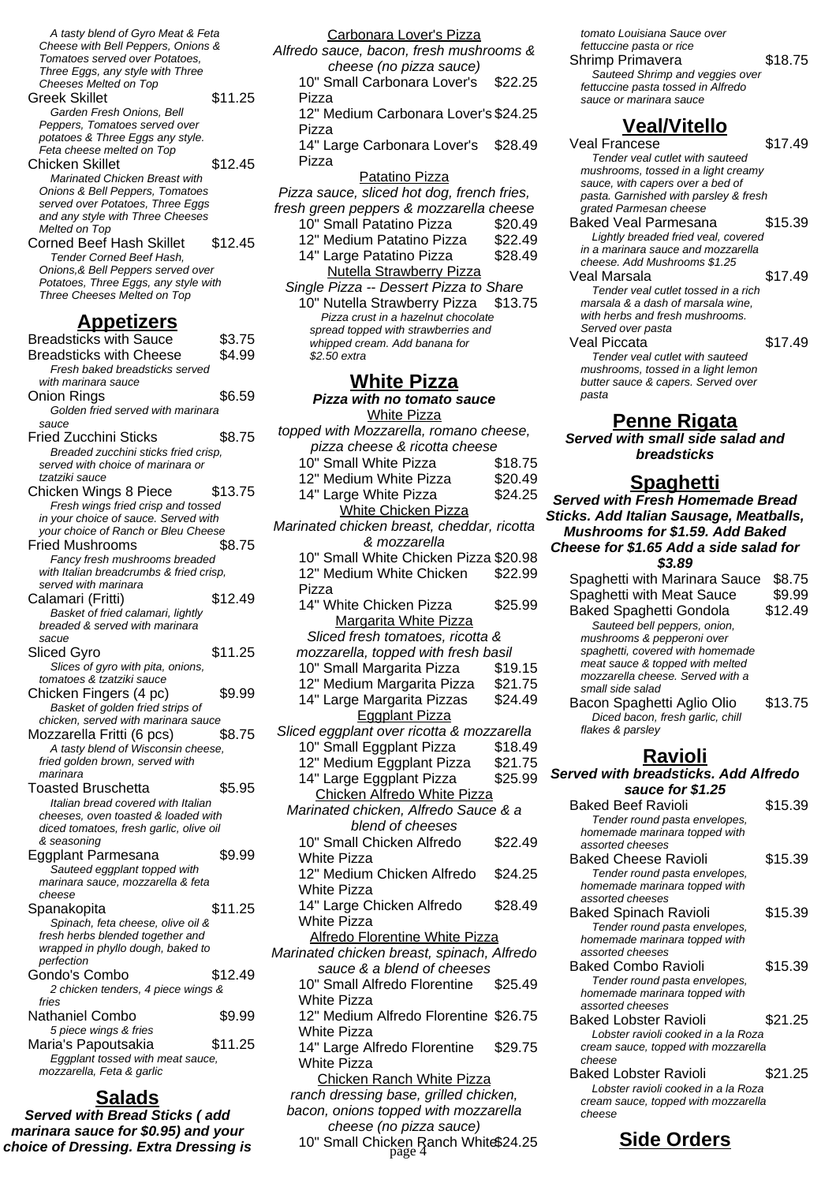*A tasty blend of Gyro Meat & Feta Cheese with Bell Peppers, Onions & Tomatoes served over Potatoes, Three Eggs, any style with Three Cheeses Melted on Top*

Greek Skillet — $11.25
*Garden Fresh Onions, Bell Peppers, Tomatoes served over potatoes & Three Eggs any style. Feta cheese melted on Top*

Chicken Skillet — $12.45
*Marinated Chicken Breast with Onions & Bell Peppers, Tomatoes served over Potatoes, Three Eggs and any style with Three Cheeses Melted on Top*

Corned Beef Hash Skillet — $12.45
*Tender Corned Beef Hash, Onions,& Bell Peppers served over Potatoes, Three Eggs, any style with Three Cheeses Melted on Top*

## Appetizers

Breadsticks with Sauce — $3.75

Breadsticks with Cheese — $4.99
*Fresh baked breadsticks served with marinara sauce*

Onion Rings — $6.59
*Golden fried served with marinara sauce*

Fried Zucchini Sticks — $8.75
*Breaded zucchini sticks fried crisp, served with choice of marinara or tzatziki sauce*

Chicken Wings 8 Piece — $13.75
*Fresh wings fried crisp and tossed in your choice of sauce. Served with your choice of Ranch or Bleu Cheese*

Fried Mushrooms — $8.75
*Fancy fresh mushrooms breaded with Italian breadcrumbs & fried crisp, served with marinara*

Calamari (Fritti) — $12.49
*Basket of fried calamari, lightly breaded & served with marinara sacue*

Sliced Gyro — $11.25
*Slices of gyro with pita, onions, tomatoes & tzatziki sauce*

Chicken Fingers (4 pc) — $9.99
*Basket of golden fried strips of chicken, served with marinara sauce*

Mozzarella Fritti (6 pcs) — $8.75
*A tasty blend of Wisconsin cheese, fried golden brown, served with marinara*

Toasted Bruschetta — $5.95
*Italian bread covered with Italian cheeses, oven toasted & loaded with diced tomatoes, fresh garlic, olive oil & seasoning*

Eggplant Parmesana — $9.99
*Sauteed eggplant topped with marinara sauce, mozzarella & feta cheese*

Spanakopita — $11.25
*Spinach, feta cheese, olive oil & fresh herbs blended together and wrapped in phyllo dough, baked to perfection*

Gondo's Combo — $12.49
*2 chicken tenders, 4 piece wings & fries*

Nathaniel Combo — $9.99
*5 piece wings & fries*

Maria's Papoutsakia — $11.25
*Eggplant tossed with meat sauce, mozzarella, Feta & garlic*

## Salads

**Served with Bread Sticks ( add marinara sauce for $0.95) and your choice of Dressing. Extra Dressing is**

Carbonara Lover's Pizza
*Alfredo sauce, bacon, fresh mushrooms & cheese (no pizza sauce)*

- 10" Small Carbonara Lover's Pizza — $22.25
- 12" Medium Carbonara Lover's Pizza — $24.25
- 14" Large Carbonara Lover's Pizza — $28.49

Patatino Pizza
*Pizza sauce, sliced hot dog, french fries, fresh green peppers & mozzarella cheese*

- 10" Small Patatino Pizza — $20.49
- 12" Medium Patatino Pizza — $22.49
- 14" Large Patatino Pizza — $28.49

Nutella Strawberry Pizza
*Single Pizza -- Dessert Pizza to Share*

- 10" Nutella Strawberry Pizza — $13.75
  *Pizza crust in a hazelnut chocolate spread topped with strawberries and whipped cream. Add banana for $2.50 extra*

## White Pizza

**Pizza with no tomato sauce**

White Pizza
*topped with Mozzarella, romano cheese, pizza cheese & ricotta cheese*

- 10" Small White Pizza — $18.75
- 12" Medium White Pizza — $20.49
- 14" Large White Pizza — $24.25

White Chicken Pizza
*Marinated chicken breast, cheddar, ricotta & mozzarella*

- 10" Small White Chicken Pizza — $20.98
- 12" Medium White Chicken Pizza — $22.99
- 14" White Chicken Pizza — $25.99

Margarita White Pizza
*Sliced fresh tomatoes, ricotta & mozzarella, topped with fresh basil*

- 10" Small Margarita Pizza — $19.15
- 12" Medium Margarita Pizza — $21.75
- 14" Large Margarita Pizzas — $24.49

Eggplant Pizza
*Sliced eggplant over ricotta & mozzarella*

- 10" Small Eggplant Pizza — $18.49
- 12" Medium Eggplant Pizza — $21.75
- 14" Large Eggplant Pizza — $25.99

Chicken Alfredo White Pizza
*Marinated chicken, Alfredo Sauce & a blend of cheeses*

- 10" Small Chicken Alfredo White Pizza — $22.49
- 12" Medium Chicken Alfredo White Pizza — $24.25
- 14" Large Chicken Alfredo White Pizza — $28.49

Alfredo Florentine White Pizza
*Marinated chicken breast, spinach, Alfredo sauce & a blend of cheeses*

- 10" Small Alfredo Florentine White Pizza — $25.49
- 12" Medium Alfredo Florentine White Pizza — $26.75
- 14" Large Alfredo Florentine White Pizza — $29.75

Chicken Ranch White Pizza
*ranch dressing base, grilled chicken, bacon, onions topped with mozzarella cheese (no pizza sauce)*

- 10" Small Chicken Ranch White — $24.25

*tomato Louisiana Sauce over fettuccine pasta or rice*

Shrimp Primavera — $18.75
*Sauteed Shrimp and veggies over fettuccine pasta tossed in Alfredo sauce or marinara sauce*

## Veal/Vitello

Veal Francese — $17.49
*Tender veal cutlet with sauteed mushrooms, tossed in a light creamy sauce, with capers over a bed of pasta. Garnished with parsley & fresh grated Parmesan cheese*

Baked Veal Parmesana — $15.39
*Lightly breaded fried veal, covered in a marinara sauce and mozzarella cheese. Add Mushrooms $1.25*

Veal Marsala — $17.49
*Tender veal cutlet tossed in a rich marsala & a dash of marsala wine, with herbs and fresh mushrooms. Served over pasta*

Veal Piccata — $17.49
*Tender veal cutlet with sauteed mushrooms, tossed in a light lemon butter sauce & capers. Served over pasta*

## Penne Rigata

**Served with small side salad and breadsticks**

## Spaghetti

**Served with Fresh Homemade Bread Sticks. Add Italian Sausage, Meatballs, Mushrooms for $1.59. Add Baked Cheese for $1.65 Add a side salad for $3.89**

Spaghetti with Marinara Sauce — $8.75

Spaghetti with Meat Sauce — $9.99

Baked Spaghetti Gondola — $12.49
*Sauteed bell peppers, onion, mushrooms & pepperoni over spaghetti, covered with homemade meat sauce & topped with melted mozzarella cheese. Served with a small side salad*

Bacon Spaghetti Aglio Olio — $13.75
*Diced bacon, fresh garlic, chill flakes & parsley*

## Ravioli

**Served with breadsticks. Add Alfredo sauce for $1.25**

Baked Beef Ravioli — $15.39
*Tender round pasta envelopes, homemade marinara topped with assorted cheeses*

Baked Cheese Ravioli — $15.39
*Tender round pasta envelopes, homemade marinara topped with assorted cheeses*

Baked Spinach Ravioli — $15.39
*Tender round pasta envelopes, homemade marinara topped with assorted cheeses*

Baked Combo Ravioli — $15.39
*Tender round pasta envelopes, homemade marinara topped with assorted cheeses*

Baked Lobster Ravioli — $21.25
*Lobster ravioli cooked in a la Roza cream sauce, topped with mozzarella cheese*

Baked Lobster Ravioli — $21.25
*Lobster ravioli cooked in a la Roza cream sauce, topped with mozzarella cheese*

## Side Orders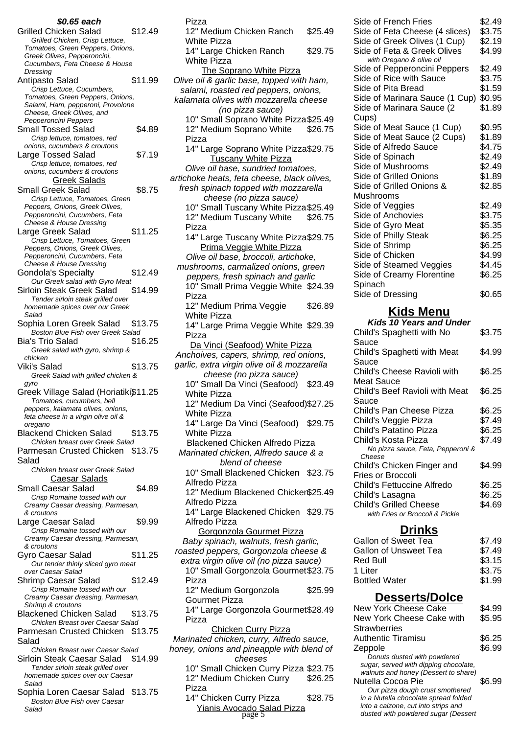***$0.65 each***

Grilled Chicken Salad $12.49
*Grilled Chicken, Crisp Lettuce, Tomatoes, Green Peppers, Onions, Greek Olives, Pepperoncini, Cucumbers, Feta Cheese & House Dressing*

Antipasto Salad $11.99
*Crisp Lettuce, Cucumbers, Tomatoes, Green Peppers, Onions, Salami, Ham, pepperoni, Provolone Cheese, Greek Olives, and Pepperoncini Peppers*

Small Tossed Salad $4.89
*Crisp lettuce, tomatoes, red onions, cucumbers & croutons*

Large Tossed Salad $7.19
*Crisp lettuce, tomatoes, red onions, cucumbers & croutons*

### Greek Salads

Small Greek Salad $8.75
*Crisp Lettuce, Tomatoes, Green Peppers, Onions, Greek Olives, Pepperoncini, Cucumbers, Feta Cheese & House Dressing*

Large Greek Salad $11.25
*Crisp Lettuce, Tomatoes, Green Peppers, Onions, Greek Olives, Pepperoncini, Cucumbers, Feta Cheese & House Dressing*

Gondola's Specialty $12.49
*Our Greek salad with Gyro Meat*

Sirloin Steak Greek Salad $14.99
*Tender sirloin steak grilled over homemade spices over our Greek Salad*

Sophia Loren Greek Salad $13.75
*Boston Blue Fish over Greek Salad*

Bia's Trio Salad $16.25
*Greek salad with gyro, shrimp & chicken*

Viki's Salad $13.75
*Greek Salad with grilled chicken & gyro*

Greek Village Salad (Horiatiki) $11.25
*Tomatoes, cucumbers, bell peppers, kalamata olives, onions, feta cheese in a virgin olive oil & oregano*

Blackend Chicken Salad $13.75
*Chicken breast over Greek Salad*

Parmesan Crusted Chicken Salad $13.75
*Chicken breast over Greek Salad*

### Caesar Salads

Small Caesar Salad $4.89
*Crisp Romaine tossed with our Creamy Caesar dressing, Parmesan, & croutons*

Large Caesar Salad $9.99
*Crisp Romaine tossed with our Creamy Caesar dressing, Parmesan, & croutons*

Gyro Caesar Salad $11.25
*Our tender thinly sliced gyro meat over Caesar Salad*

Shrimp Caesar Salad $12.49
*Crisp Romaine tossed with our Creamy Caesar dressing, Parmesan, Shrimp & croutons*

Blackened Chicken Salad $13.75
*Chicken Breast over Caesar Salad*

Parmesan Crusted Chicken Salad $13.75
*Chicken Breast over Caesar Salad*

Sirloin Steak Caesar Salad $14.99
*Tender sirloin steak grilled over homemade spices over our Caesar Salad*

Sophia Loren Caesar Salad $13.75
*Boston Blue Fish over Caesar Salad*

Pizza

12" Medium Chicken Ranch White Pizza $25.49

14" Large Chicken Ranch White Pizza $29.75

### The Soprano White Pizza

*Olive oil & garlic base, topped with ham, salami, roasted red peppers, onions, kalamata olives with mozzarella cheese (no pizza sauce)*

10" Small Soprano White Pizza $25.49

12" Medium Soprano White Pizza $26.75

14" Large Soprano White Pizza $29.75

### Tuscany White Pizza

*Olive oil base, sundried tomatoes, artichoke heats, feta cheese, black olives, fresh spinach topped with mozzarella cheese (no pizza sauce)*

10" Small Tuscany White Pizza $25.49

12" Medium Tuscany White Pizza $26.75

14" Large Tuscany White Pizza $29.75

### Prima Veggie White Pizza

*Olive oil base, broccoli, artichoke, mushrooms, carmalized onions, green peppers, fresh spinach and garlic*

10" Small Prima Veggie White Pizza $24.39

12" Medium Prima Veggie White Pizza $26.89

14" Large Prima Veggie White Pizza $29.39

### Da Vinci (Seafood) White Pizza

*Anchoives, capers, shrimp, red onions, garlic, extra virgin olive oil & mozzarella cheese (no pizza sauce)*

10" Small Da Vinci (Seafood) White Pizza $23.49

12" Medium Da Vinci (Seafood) White Pizza $27.25

14" Large Da Vinci (Seafood) White Pizza $29.75

### Blackened Chicken Alfredo Pizza

*Marinated chicken, Alfredo sauce & a blend of cheese*

10" Small Blackened Chicken Alfredo Pizza $23.75

12" Medium Blackened Chicken Alfredo Pizza $25.49

14" Large Blackened Chicken Alfredo Pizza $29.75

### Gorgonzola Gourmet Pizza

*Baby spinach, walnuts, fresh garlic, roasted peppers, Gorgonzola cheese & extra virgin olive oil (no pizza sauce)*

10" Small Gorgonzola Gourmet Pizza $23.75

12" Medium Gorgonzola Gourmet Pizza $25.99

14" Large Gorgonzola Gourmet Pizza $28.49

### Chicken Curry Pizza

*Marinated chicken, curry, Alfredo sauce, honey, onions and pineapple with blend of cheeses*

10" Small Chicken Curry Pizza $23.75

12" Medium Chicken Curry Pizza $26.25

14" Chicken Curry Pizza $28.75

### Yianis Avocado Salad Pizza

| Item | Price |
|---|---|
| Side of French Fries | $2.49 |
| Side of Feta Cheese (4 slices) | $3.75 |
| Side of Greek Olives (1 Cup) | $2.19 |
| Side of Feta & Greek Olives *with Oregano & olive oil* | $4.99 |
| Side of Pepperoncini Peppers | $2.49 |
| Side of Rice with Sauce | $3.75 |
| Side of Pita Bread | $1.59 |
| Side of Marinara Sauce (1 Cup) | $0.95 |
| Side of Marinara Sauce (2 Cups) | $1.89 |
| Side of Meat Sauce (1 Cup) | $0.95 |
| Side of Meat Sauce (2 Cups) | $1.89 |
| Side of Alfredo Sauce | $4.75 |
| Side of Spinach | $2.49 |
| Side of Mushrooms | $2.49 |
| Side of Grilled Onions | $1.89 |
| Side of Grilled Onions & Mushrooms | $2.85 |
| Side of Veggies | $2.49 |
| Side of Anchovies | $3.75 |
| Side of Gyro Meat | $5.35 |
| Side of Philly Steak | $6.25 |
| Side of Shrimp | $6.25 |
| Side of Chicken | $4.99 |
| Side of Steamed Veggies | $4.45 |
| Side of Creamy Florentine Spinach | $6.25 |
| Side of Dressing | $0.65 |

## Kids Menu

***Kids 10 Years and Under***

| Item | Price |
|---|---|
| Child's Spaghetti with No Sauce | $3.75 |
| Child's Spaghetti with Meat Sauce | $4.99 |
| Child's Cheese Ravioli with Meat Sauce | $6.25 |
| Child's Beef Ravioli with Meat Sauce | $6.25 |
| Child's Pan Cheese Pizza | $6.25 |
| Child's Veggie Pizza | $7.49 |
| Child's Patatino Pizza | $6.25 |
| Child's Kosta Pizza *No pizza sauce, Feta, Pepperoni & Cheese* | $7.49 |
| Child's Chicken Finger and Fries or Broccoli | $4.99 |
| Child's Fettuccine Alfredo | $6.25 |
| Child's Lasagna | $6.25 |
| Child's Grilled Cheese *with Fries or Broccoli & Pickle* | $4.69 |

## Drinks

| Item | Price |
|---|---|
| Gallon of Sweet Tea | $7.49 |
| Gallon of Unsweet Tea | $7.49 |
| Red Bull | $3.15 |
| 1 Liter | $3.75 |
| Bottled Water | $1.99 |

## Desserts/Dolce

New York Cheese Cake $4.99

New York Cheese Cake with Strawberries $5.95

Authentic Tiramisu $6.25

Zeppole $6.99
*Donuts dusted with powdered sugar, served with dipping chocolate, walnuts and honey (Dessert to share)*

Nutella Cocoa Pie $6.99
*Our pizza dough crust smothered in a Nutella chocolate spread folded into a calzone, cut into strips and dusted with powdered sugar (Dessert*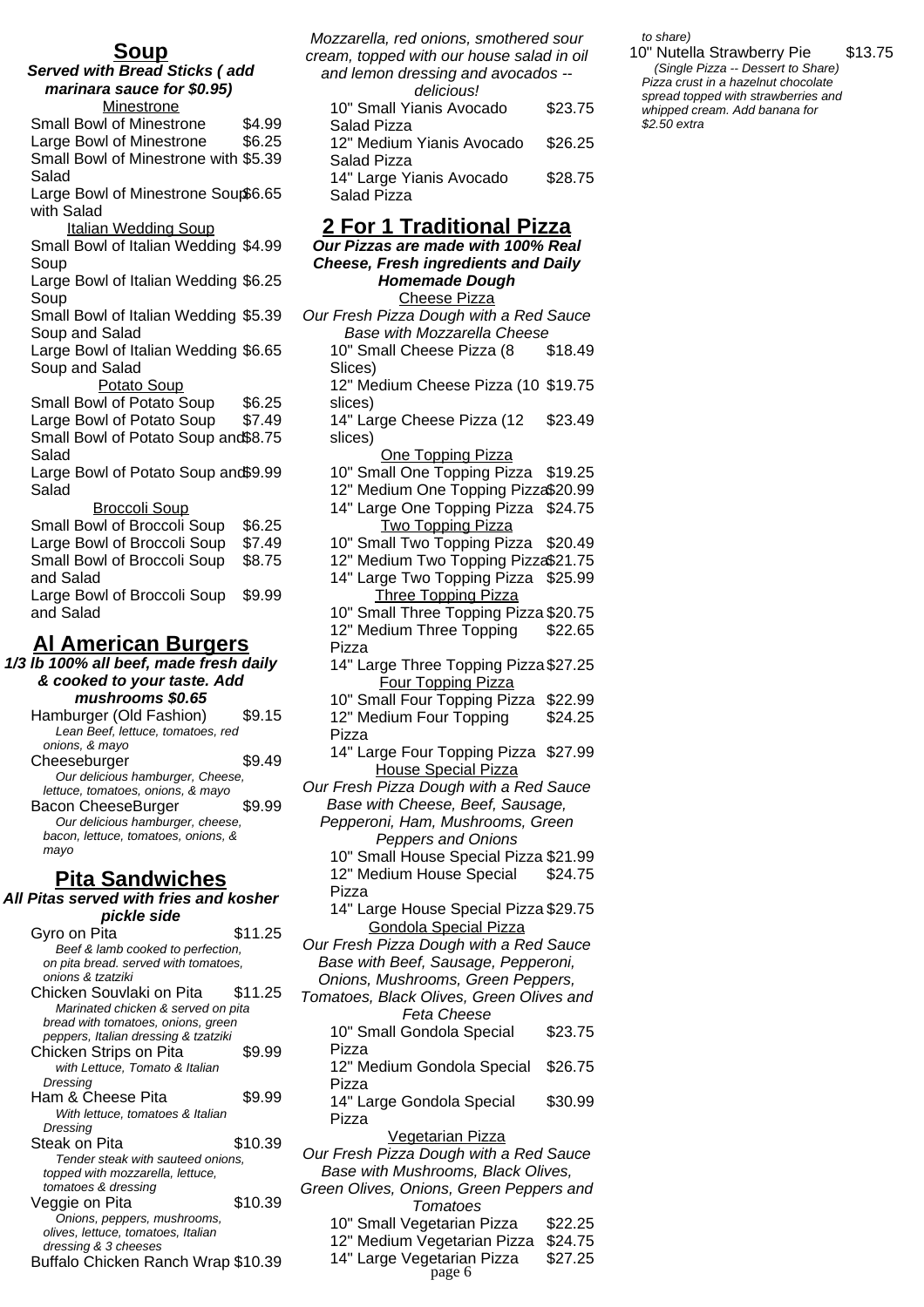## Soup

***Served with Bread Sticks ( add marinara sauce for $0.95)***

Minestrone

| Item | Price |
|---|---|
| Small Bowl of Minestrone | $4.99 |
| Large Bowl of Minestrone | $6.25 |
| Small Bowl of Minestrone with Salad | $5.39 |
| Large Bowl of Minestrone Soup with Salad | $6.65 |

Italian Wedding Soup

| Item | Price |
|---|---|
| Small Bowl of Italian Wedding Soup | $4.99 |
| Large Bowl of Italian Wedding Soup | $6.25 |
| Small Bowl of Italian Wedding Soup and Salad | $5.39 |
| Large Bowl of Italian Wedding Soup and Salad | $6.65 |

Potato Soup

| Item | Price |
|---|---|
| Small Bowl of Potato Soup | $6.25 |
| Large Bowl of Potato Soup | $7.49 |
| Small Bowl of Potato Soup and Salad | $8.75 |
| Large Bowl of Potato Soup and Salad | $9.99 |

Broccoli Soup

| Item | Price |
|---|---|
| Small Bowl of Broccoli Soup | $6.25 |
| Large Bowl of Broccoli Soup | $7.49 |
| Small Bowl of Broccoli Soup and Salad | $8.75 |
| Large Bowl of Broccoli Soup and Salad | $9.99 |

## Al American Burgers

***1/3 lb 100% all beef, made fresh daily & cooked to your taste. Add mushrooms $0.65***

Hamburger (Old Fashion) — $9.15
*Lean Beef, lettuce, tomatoes, red onions, & mayo*

Cheeseburger — $9.49
*Our delicious hamburger, Cheese, lettuce, tomatoes, onions, & mayo*

Bacon CheeseBurger — $9.99
*Our delicious hamburger, cheese, bacon, lettuce, tomatoes, onions, & mayo*

## Pita Sandwiches

***All Pitas served with fries and kosher pickle side***

Gyro on Pita — $11.25
*Beef & lamb cooked to perfection, on pita bread. served with tomatoes, onions & tzatziki*

Chicken Souvlaki on Pita — $11.25
*Marinated chicken & served on pita bread with tomatoes, onions, green peppers, Italian dressing & tzatziki*

Chicken Strips on Pita — $9.99
*with Lettuce, Tomato & Italian Dressing*

Ham & Cheese Pita — $9.99
*With lettuce, tomatoes & Italian Dressing*

Steak on Pita — $10.39
*Tender steak with sauteed onions, topped with mozzarella, lettuce, tomatoes & dressing*

Veggie on Pita — $10.39
*Onions, peppers, mushrooms, olives, lettuce, tomatoes, Italian dressing & 3 cheeses*

Buffalo Chicken Ranch Wrap — $10.39

*Mozzarella, red onions, smothered sour cream, topped with our house salad in oil and lemon dressing and avocados -- delicious!*

| Item | Price |
|---|---|
| 10" Small Yianis Avocado Salad Pizza | $23.75 |
| 12" Medium Yianis Avocado Salad Pizza | $26.25 |
| 14" Large Yianis Avocado Salad Pizza | $28.75 |

## 2 For 1 Traditional Pizza

***Our Pizzas are made with 100% Real Cheese, Fresh ingredients and Daily Homemade Dough***

Cheese Pizza

*Our Fresh Pizza Dough with a Red Sauce Base with Mozzarella Cheese*

| Item | Price |
|---|---|
| 10" Small Cheese Pizza (8 Slices) | $18.49 |
| 12" Medium Cheese Pizza (10 slices) | $19.75 |
| 14" Large Cheese Pizza (12 slices) | $23.49 |

One Topping Pizza

| Item | Price |
|---|---|
| 10" Small One Topping Pizza | $19.25 |
| 12" Medium One Topping Pizza | $20.99 |
| 14" Large One Topping Pizza | $24.75 |

Two Topping Pizza

| Item | Price |
|---|---|
| 10" Small Two Topping Pizza | $20.49 |
| 12" Medium Two Topping Pizza | $21.75 |
| 14" Large Two Topping Pizza | $25.99 |

Three Topping Pizza

| Item | Price |
|---|---|
| 10" Small Three Topping Pizza | $20.75 |
| 12" Medium Three Topping Pizza | $22.65 |
| 14" Large Three Topping Pizza | $27.25 |

Four Topping Pizza

| Item | Price |
|---|---|
| 10" Small Four Topping Pizza | $22.99 |
| 12" Medium Four Topping Pizza | $24.25 |
| 14" Large Four Topping Pizza | $27.99 |

House Special Pizza

*Our Fresh Pizza Dough with a Red Sauce Base with Cheese, Beef, Sausage, Pepperoni, Ham, Mushrooms, Green Peppers and Onions*

| Item | Price |
|---|---|
| 10" Small House Special Pizza | $21.99 |
| 12" Medium House Special Pizza | $24.75 |
| 14" Large House Special Pizza | $29.75 |

Gondola Special Pizza

*Our Fresh Pizza Dough with a Red Sauce Base with Beef, Sausage, Pepperoni, Onions, Mushrooms, Green Peppers, Tomatoes, Black Olives, Green Olives and Feta Cheese*

| Item | Price |
|---|---|
| 10" Small Gondola Special Pizza | $23.75 |
| 12" Medium Gondola Special Pizza | $26.75 |
| 14" Large Gondola Special Pizza | $30.99 |

Vegetarian Pizza

*Our Fresh Pizza Dough with a Red Sauce Base with Mushrooms, Black Olives, Green Olives, Onions, Green Peppers and Tomatoes*

| Item | Price |
|---|---|
| 10" Small Vegetarian Pizza | $22.25 |
| 12" Medium Vegetarian Pizza | $24.75 |
| 14" Large Vegetarian Pizza | $27.25 |

*to share)*

10" Nutella Strawberry Pie — $13.75
*(Single Pizza -- Dessert to Share) Pizza crust in a hazelnut chocolate spread topped with strawberries and whipped cream. Add banana for $2.50 extra*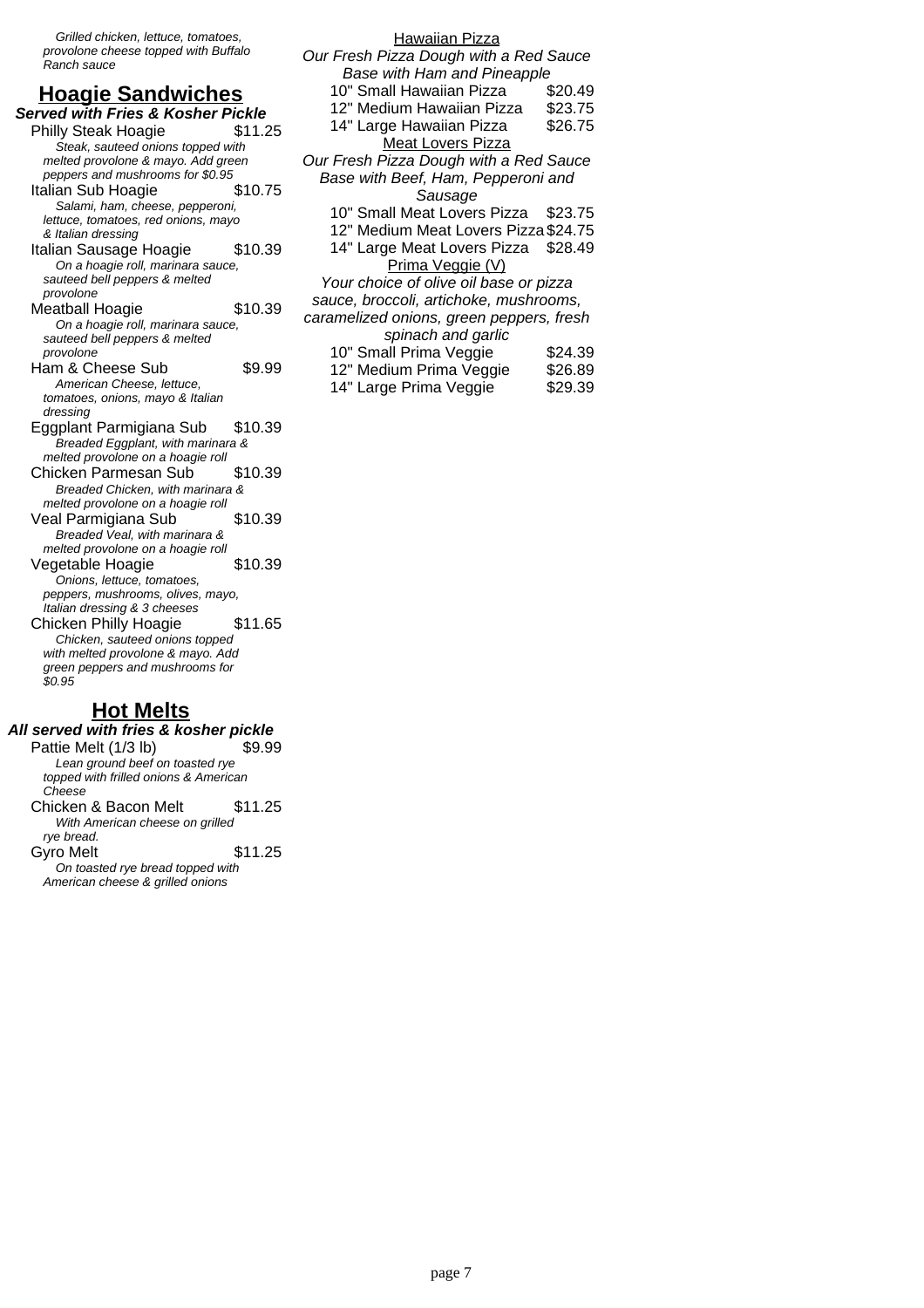*Grilled chicken, lettuce, tomatoes, provolone cheese topped with Buffalo Ranch sauce*

## Hoagie Sandwiches

***Served with Fries & Kosher Pickle***

Philly Steak Hoagie $11.25
*Steak, sauteed onions topped with melted provolone & mayo. Add green peppers and mushrooms for $0.95*

Italian Sub Hoagie $10.75
*Salami, ham, cheese, pepperoni, lettuce, tomatoes, red onions, mayo & Italian dressing*

Italian Sausage Hoagie $10.39
*On a hoagie roll, marinara sauce, sauteed bell peppers & melted provolone*

Meatball Hoagie $10.39
*On a hoagie roll, marinara sauce, sauteed bell peppers & melted provolone*

Ham & Cheese Sub $9.99
*American Cheese, lettuce, tomatoes, onions, mayo & Italian dressing*

Eggplant Parmigiana Sub $10.39
*Breaded Eggplant, with marinara & melted provolone on a hoagie roll*

Chicken Parmesan Sub $10.39
*Breaded Chicken, with marinara & melted provolone on a hoagie roll*

Veal Parmigiana Sub $10.39
*Breaded Veal, with marinara & melted provolone on a hoagie roll*

Vegetable Hoagie $10.39
*Onions, lettuce, tomatoes, peppers, mushrooms, olives, mayo, Italian dressing & 3 cheeses*

Chicken Philly Hoagie $11.65
*Chicken, sauteed onions topped with melted provolone & mayo. Add green peppers and mushrooms for $0.95*

## Hot Melts

***All served with fries & kosher pickle***

Pattie Melt (1/3 lb) $9.99
*Lean ground beef on toasted rye topped with frilled onions & American Cheese*

Chicken & Bacon Melt $11.25
*With American cheese on grilled rye bread.*

Gyro Melt $11.25
*On toasted rye bread topped with American cheese & grilled onions*

Hawaiian Pizza

*Our Fresh Pizza Dough with a Red Sauce Base with Ham and Pineapple*

10" Small Hawaiian Pizza $20.49
12" Medium Hawaiian Pizza $23.75
14" Large Hawaiian Pizza $26.75

Meat Lovers Pizza

*Our Fresh Pizza Dough with a Red Sauce Base with Beef, Ham, Pepperoni and Sausage*

10" Small Meat Lovers Pizza $23.75
12" Medium Meat Lovers Pizza $24.75
14" Large Meat Lovers Pizza $28.49

Prima Veggie (V)

*Your choice of olive oil base or pizza sauce, broccoli, artichoke, mushrooms, caramelized onions, green peppers, fresh spinach and garlic*

10" Small Prima Veggie $24.39
12" Medium Prima Veggie $26.89
14" Large Prima Veggie $29.39